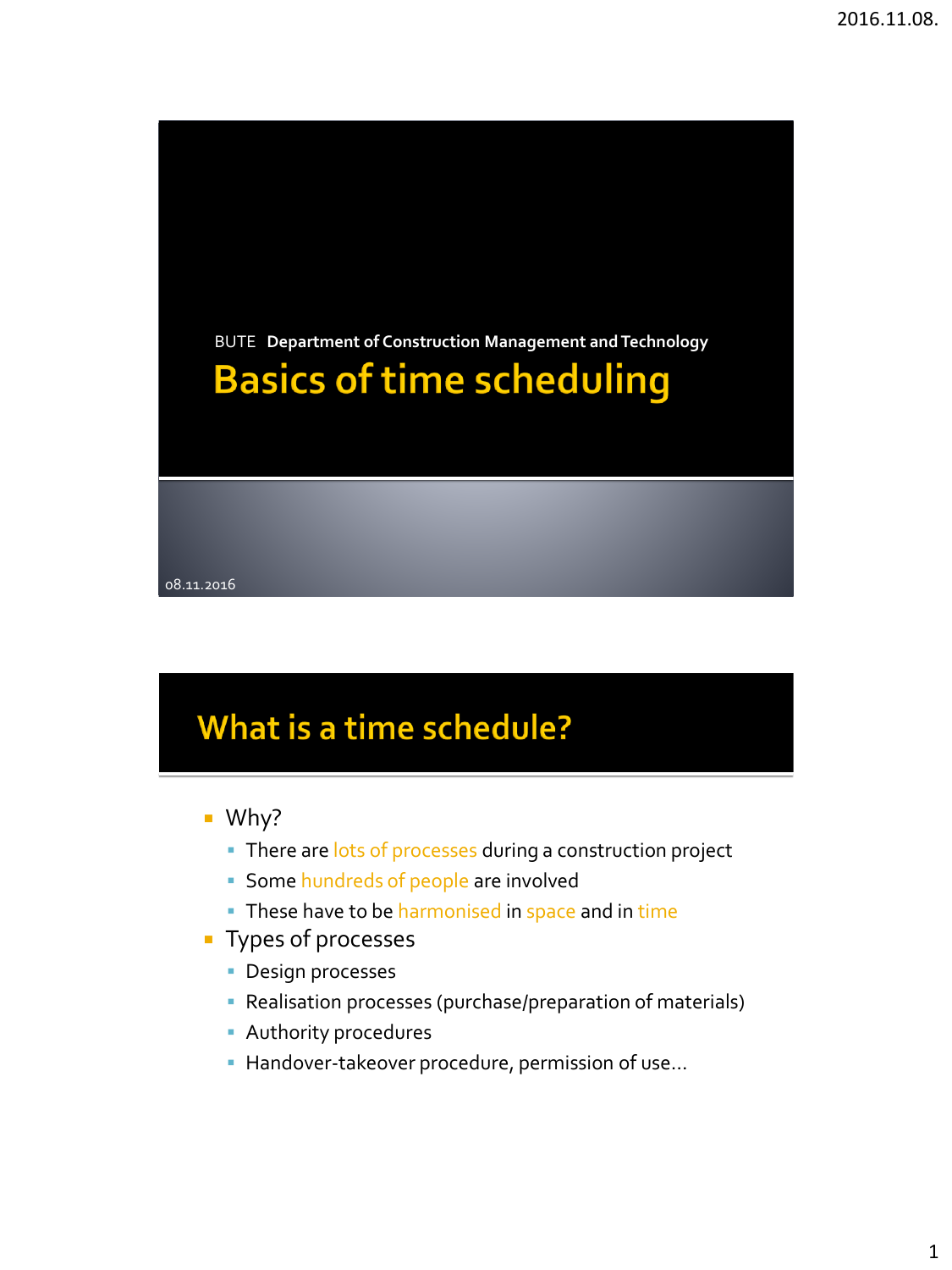BUTE **Department of Construction Management and Technology**

# Basics of time scheduling

08.11.2016

## What is a time schedule?

- Why?
  - There are lots of processes during a construction project
  - Some hundreds of people are involved
  - These have to be harmonised in space and in time
- Types of processes
  - Design processes
  - Realisation processes (purchase/preparation of materials)
  - Authority procedures
  - Handover-takeover procedure, permission of use…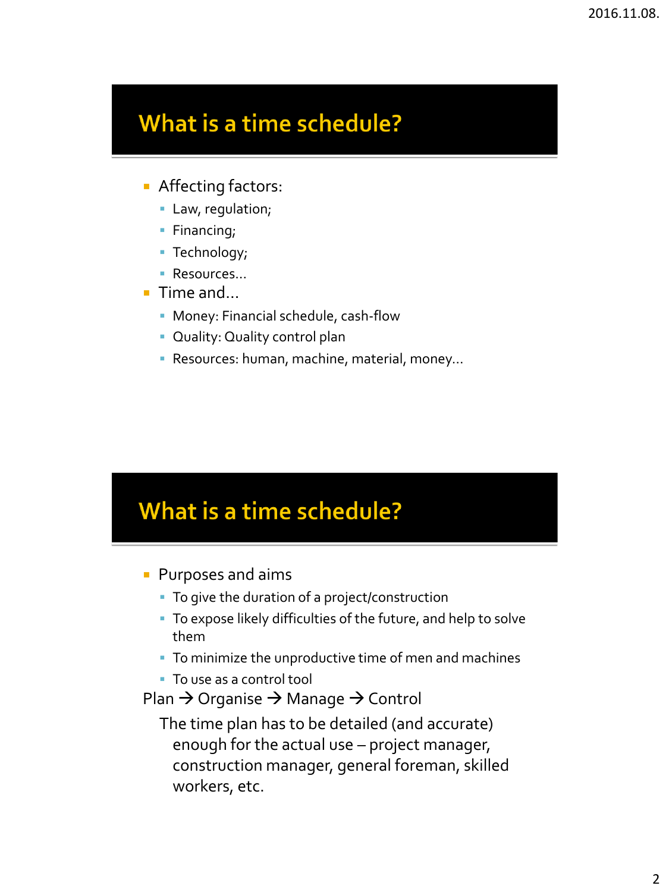## What is a time schedule?

- Affecting factors:
  - Law, regulation;
  - Financing;
  - Technology;
  - Resources…
- Time and…
  - Money: Financial schedule, cash-flow
  - Quality: Quality control plan
  - Resources: human, machine, material, money…

## What is a time schedule?

- Purposes and aims
  - To give the duration of a project/construction
  - To expose likely difficulties of the future, and help to solve them
  - To minimize the unproductive time of men and machines
  - To use as a control tool

Plan → Organise → Manage → Control

The time plan has to be detailed (and accurate) enough for the actual use – project manager, construction manager, general foreman, skilled workers, etc.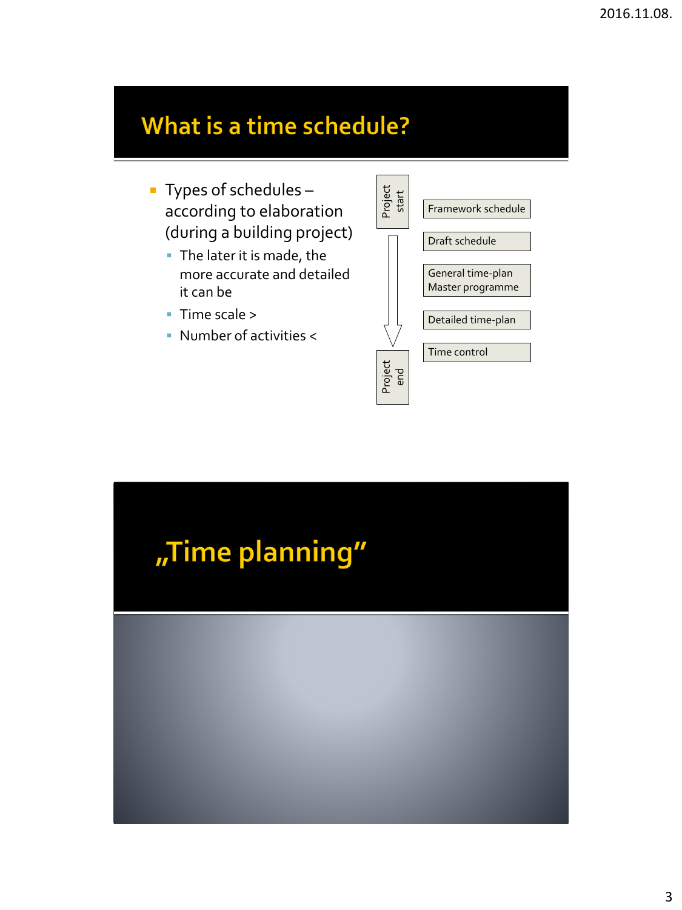## What is a time schedule?

- Types of schedules – according to elaboration (during a building project)
  - The later it is made, the more accurate and detailed it can be
  - Time scale >
  - Number of activities <

Project start

- Framework schedule
- Draft schedule
- General time-plan / Master programme
- Detailed time-plan
- Time control

Project end

## „Time planning"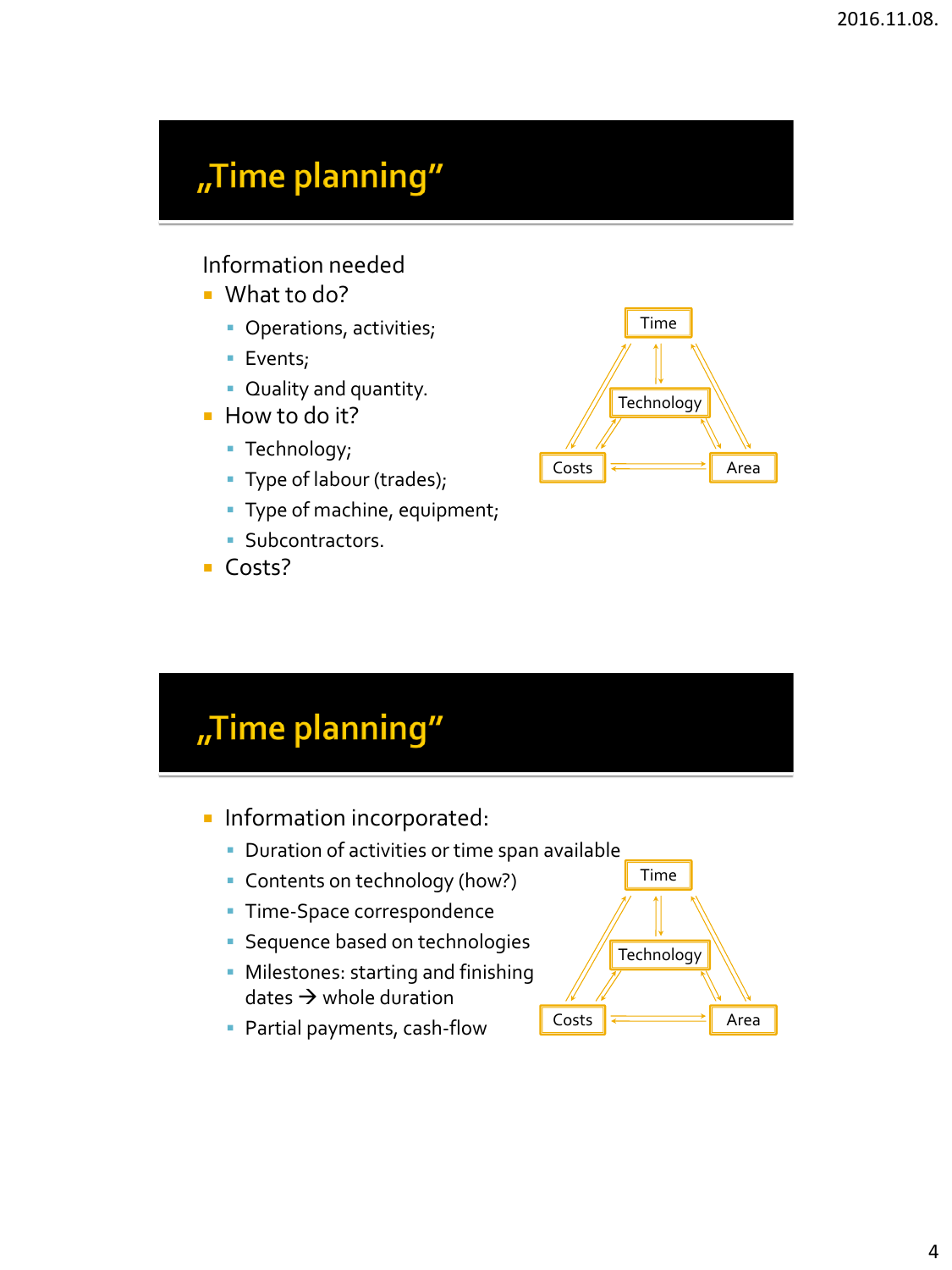# „Time planning"

Information needed

- What to do?
  - Operations, activities;
  - Events;
  - Quality and quantity.
- How to do it?
  - Technology;
  - Type of labour (trades);
  - Type of machine, equipment;
  - Subcontractors.
- Costs?

Time

Technology

Costs Area

# „Time planning"

- Information incorporated:
  - Duration of activities or time span available
  - Contents on technology (how?)
  - Time-Space correspondence
  - Sequence based on technologies
  - Milestones: starting and finishing dates → whole duration
  - Partial payments, cash-flow

Time

Technology

Costs Area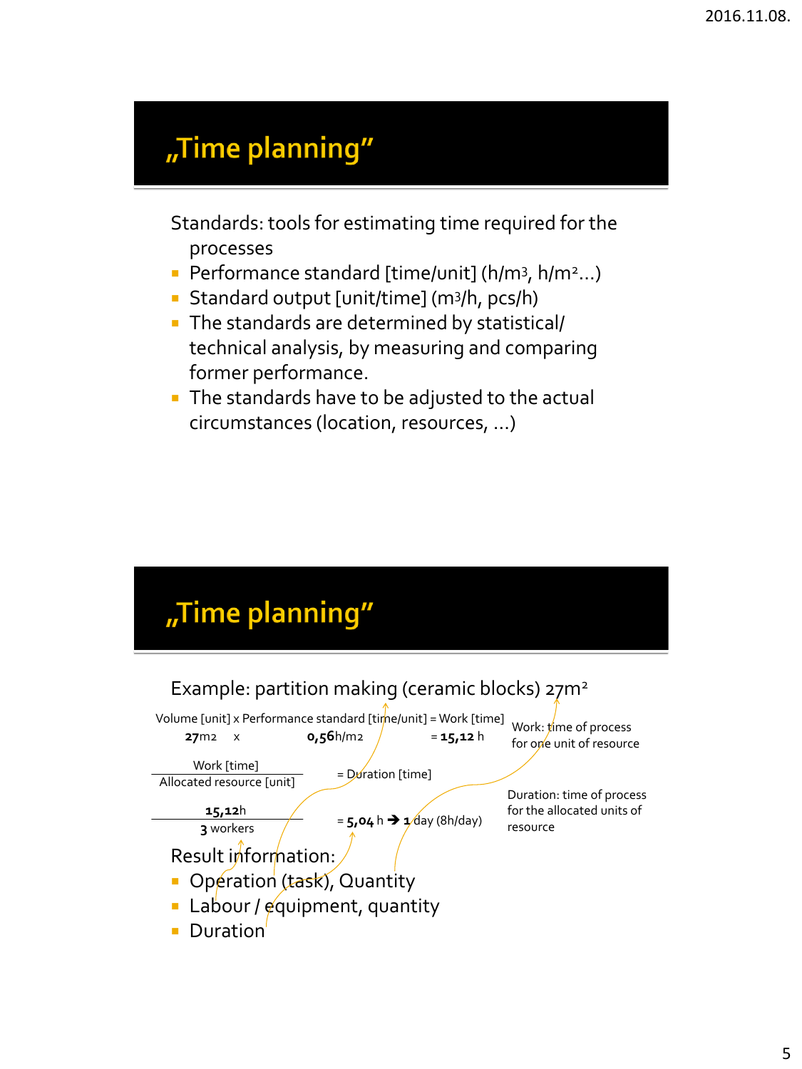# „Time planning"

Standards: tools for estimating time required for the processes

- Performance standard [time/unit] ($h/m^3$, $h/m^2$...)
- Standard output [unit/time] ($m^3/h$, pcs/h)
- The standards are determined by statistical/ technical analysis, by measuring and comparing former performance.
- The standards have to be adjusted to the actual circumstances (location, resources, ...)

# „Time planning"

Example: partition making (ceramic blocks) $27m^2$

Volume [unit] x Performance standard [time/unit] = Work [time]

**27**m2 x **0,56**h/m2 = **15,12** h

Work: time of process for one unit of resource

$$\frac{\text{Work [time]}}{\text{Allocated resource [unit]}} = \text{Duration [time]}$$

Duration: time of process for the allocated units of resource

$$\frac{\mathbf{15{,}12}\text{h}}{\mathbf{3}\text{ workers}} = \mathbf{5{,}04}\text{ h} \rightarrow \mathbf{1}\text{ day (8h/day)}$$

Result information:

- Operation (task), Quantity
- Labour / equipment, quantity
- Duration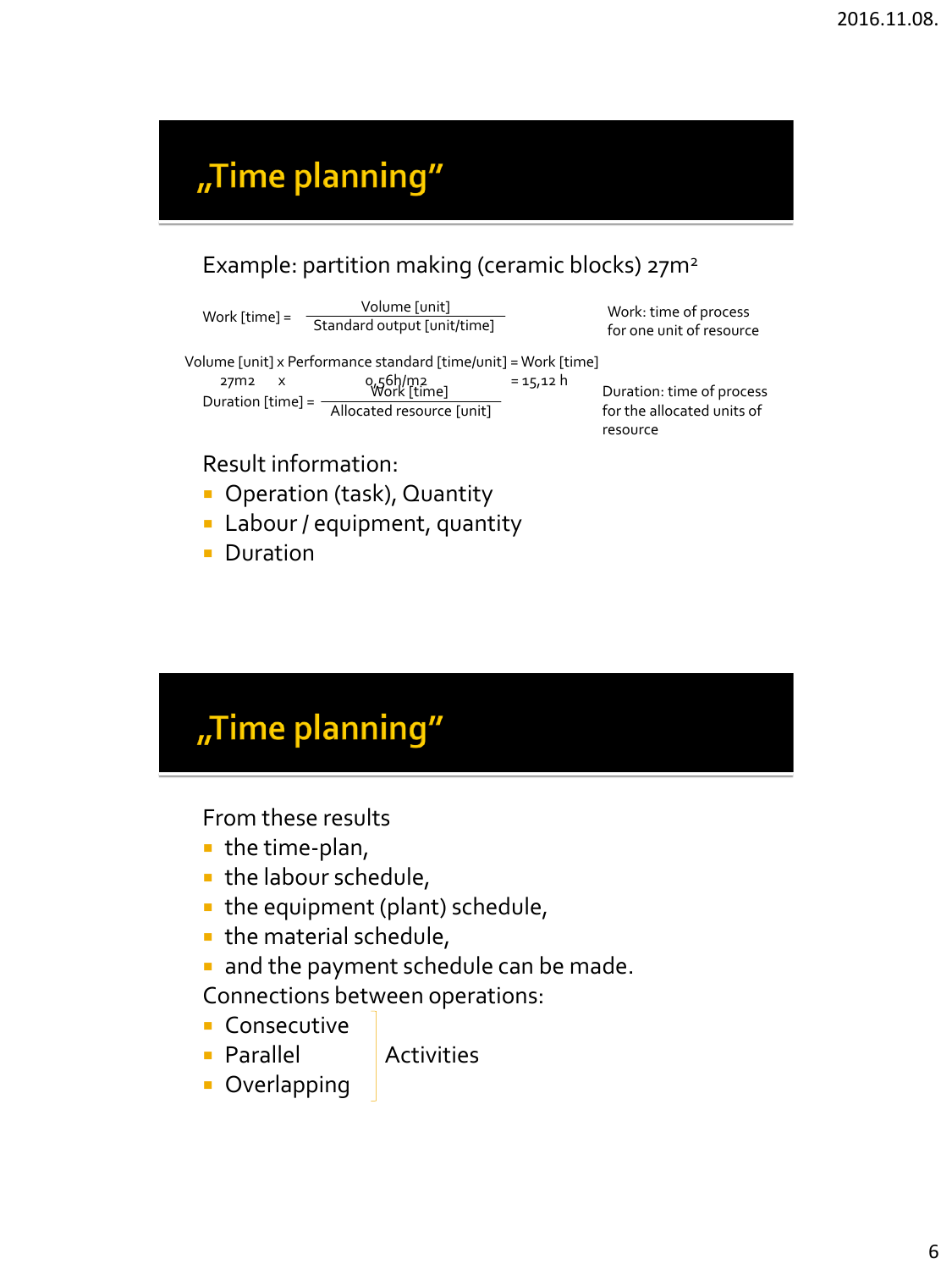# „Time planning"

Example: partition making (ceramic blocks) 27m²

$$\text{Work [time]} = \frac{\text{Volume [unit]}}{\text{Standard output [unit/time]}}$$

Work: time of process for one unit of resource

Volume [unit] x Performance standard [time/unit] = Work [time]

27m2 x 0,56h/m2 = 15,12 h

$$\text{Duration [time]} = \frac{\text{Work [time]}}{\text{Allocated resource [unit]}}$$

Duration: time of process for the allocated units of resource

Result information:

- Operation (task), Quantity
- Labour / equipment, quantity
- Duration

# „Time planning"

From these results

- the time-plan,
- the labour schedule,
- the equipment (plant) schedule,
- the material schedule,
- and the payment schedule can be made.

Connections between operations:

- Consecutive
- Parallel
- Overlapping

Activities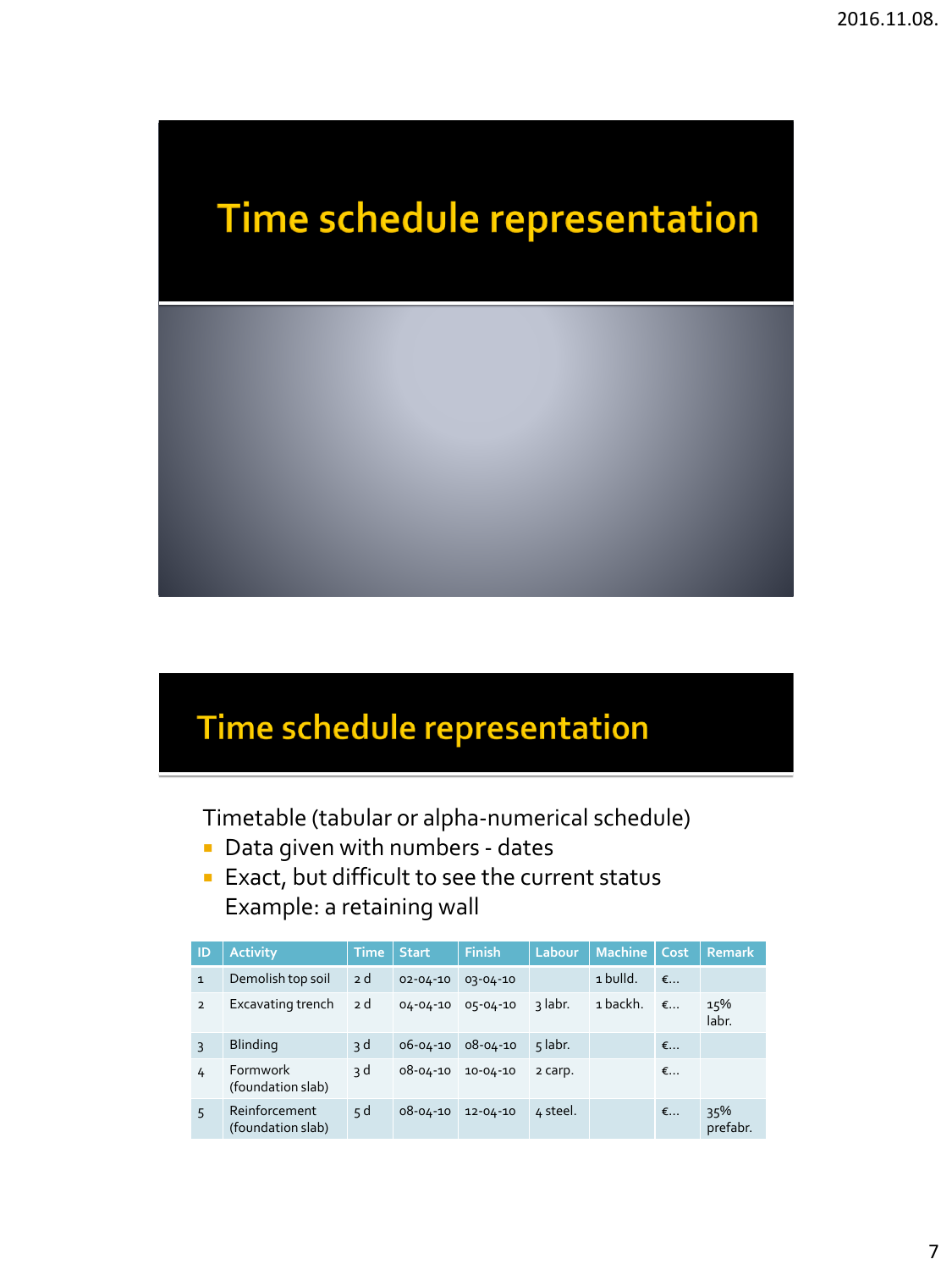# Time schedule representation

# Time schedule representation

Timetable (tabular or alpha-numerical schedule)

- Data given with numbers - dates
- Exact, but difficult to see the current status
  Example: a retaining wall

| ID | Activity | Time | Start | Finish | Labour | Machine | Cost | Remark |
|---|---|---|---|---|---|---|---|---|
| 1 | Demolish top soil | 2 d | 02-04-10 | 03-04-10 | | 1 bulld. | €... | |
| 2 | Excavating trench | 2 d | 04-04-10 | 05-04-10 | 3 labr. | 1 backh. | €... | 15% labr. |
| 3 | Blinding | 3 d | 06-04-10 | 08-04-10 | 5 labr. | | €... | |
| 4 | Formwork (foundation slab) | 3 d | 08-04-10 | 10-04-10 | 2 carp. | | €... | |
| 5 | Reinforcement (foundation slab) | 5 d | 08-04-10 | 12-04-10 | 4 steel. | | €... | 35% prefabr. |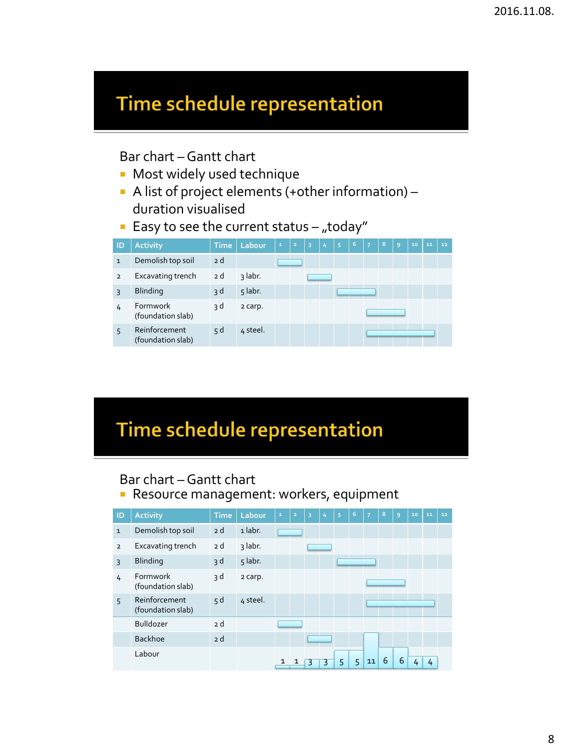# Time schedule representation

Bar chart – Gantt chart

- Most widely used technique
- A list of project elements (+other information) – duration visualised
- Easy to see the current status – „today"

| ID | Activity | Time | Labour | 1 | 2 | 3 | 4 | 5 | 6 | 7 | 8 | 9 | 10 | 11 | 12 |
|---|---|---|---|---|---|---|---|---|---|---|---|---|---|---|---|
| 1 | Demolish top soil | 2 d | | ▬ | ▬ | | | | | | | | | | |
| 2 | Excavating trench | 2 d | 3 labr. | | | ▬ | ▬ | | | | | | | | |
| 3 | Blinding | 3 d | 5 labr. | | | | | ▬ | ▬ | ▬ | | | | | |
| 4 | Formwork (foundation slab) | 3 d | 2 carp. | | | | | | | ▬ | ▬ | ▬ | | | |
| 5 | Reinforcement (foundation slab) | 5 d | 4 steel. | | | | | | | ▬ | ▬ | ▬ | ▬ | ▬ | |

# Time schedule representation

Bar chart – Gantt chart

- Resource management: workers, equipment

| ID | Activity | Time | Labour | 1 | 2 | 3 | 4 | 5 | 6 | 7 | 8 | 9 | 10 | 11 | 12 |
|---|---|---|---|---|---|---|---|---|---|---|---|---|---|---|---|
| 1 | Demolish top soil | 2 d | 1 labr. | ▬ | ▬ | | | | | | | | | | |
| 2 | Excavating trench | 2 d | 3 labr. | | | ▬ | ▬ | | | | | | | | |
| 3 | Blinding | 3 d | 5 labr. | | | | | ▬ | ▬ | ▬ | | | | | |
| 4 | Formwork (foundation slab) | 3 d | 2 carp. | | | | | | | ▬ | ▬ | ▬ | | | |
| 5 | Reinforcement (foundation slab) | 5 d | 4 steel. | | | | | | | ▬ | ▬ | ▬ | ▬ | ▬ | |
| | Bulldozer | 2 d | | ▬ | ▬ | | | | | | | | | | |
| | Backhoe | 2 d | | | | ▬ | ▬ | | | | | | | | |
| | Labour | | | 1 | 1 | 3 | 3 | 5 | 5 | 11 | 6 | 6 | 4 | 4 | |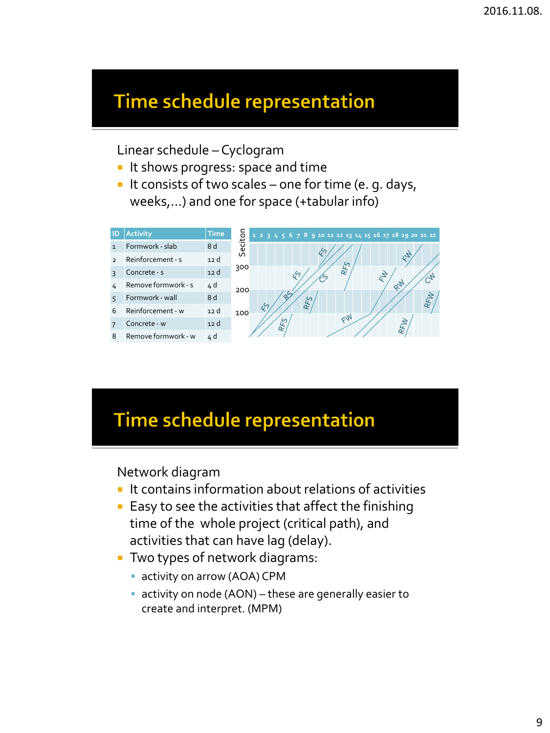# Time schedule representation

Linear schedule – Cyclogram

- It shows progress: space and time
- It consists of two scales – one for time (e. g. days, weeks,…) and one for space (+tabular info)

| ID | Activity | Time |
|---|---|---|
| 1 | Formwork - slab | 8 d |
| 2 | Reinforcement - s | 12 d |
| 3 | Concrete - s | 12 d |
| 4 | Remove formwork - s | 4 d |
| 5 | Formwork - wall | 8 d |
| 6 | Reinforcement - w | 12 d |
| 7 | Concrete - w | 12 d |
| 8 | Remove formwork - w | 4 d |

# Time schedule representation

Network diagram

- It contains information about relations of activities
- Easy to see the activities that affect the finishing time of the whole project (critical path), and activities that can have lag (delay).
- Two types of network diagrams:
  - activity on arrow (AOA) CPM
  - activity on node (AON) – these are generally easier to create and interpret. (MPM)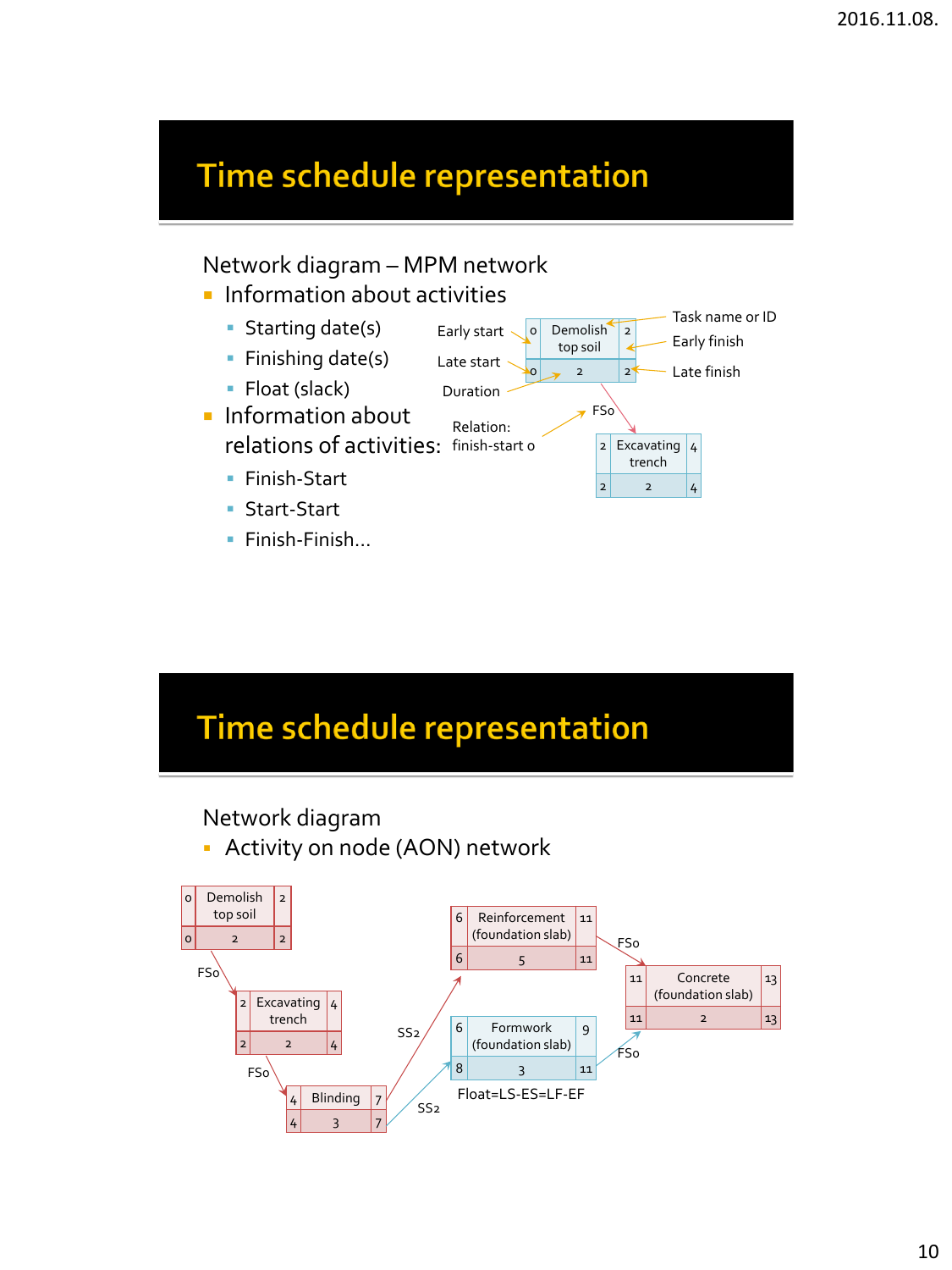# Time schedule representation

Network diagram – MPM network

- Information about activities
  - Starting date(s)
  - Finishing date(s)
  - Float (slack)
- Information about relations of activities:
  - Finish-Start
  - Start-Start
  - Finish-Finish…

Early start

Late start

Duration

Task name or ID

Early finish

Late finish

Relation: finish-start 0

0 Demolish top soil 2

0 2 2

FS0

2 Excavating trench 4

2 2 4

# Time schedule representation

Network diagram

- Activity on node (AON) network

0 Demolish top soil 2

0 2 2

FS0

2 Excavating trench 4

2 2 4

FS0

4 Blinding 7

4 3 7

SS2

6 Reinforcement (foundation slab) 11

6 5 11

SS2

6 Formwork (foundation slab) 9

8 3 11

Float=LS-ES=LF-EF

FS0

FS0

11 Concrete (foundation slab) 13

11 2 13